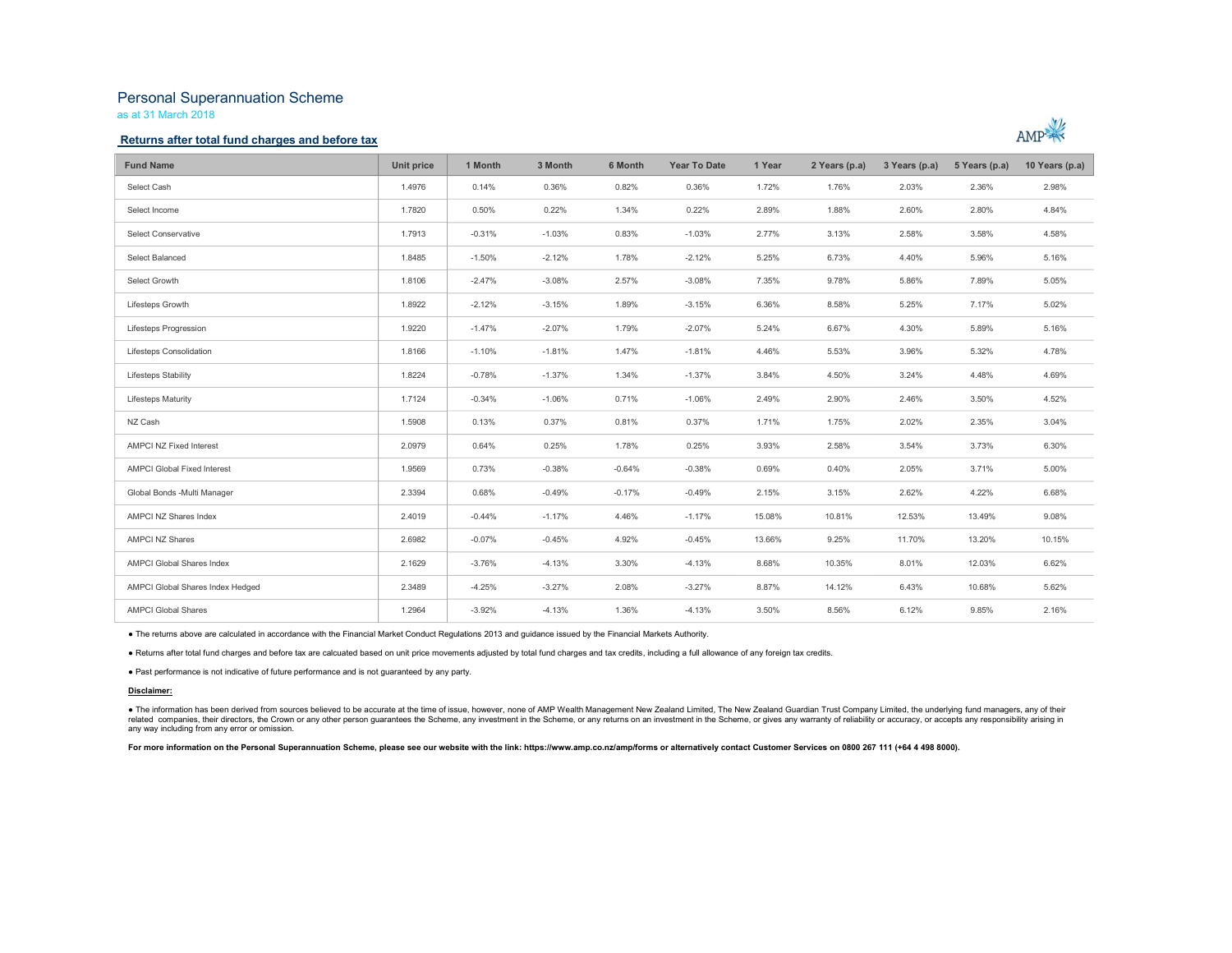# Personal Superannuation Scheme

as at 31 March 2018

## Returns after total fund charges and before tax

| Fund Name | Unit price | 1 Month | 3 Month | 6 Month | Year To Date | 1 Year | 2 Years (p.a) | 3 Years (p.a) | 5 Years (p.a) | 10 Years (p.a) |
|---|---|---|---|---|---|---|---|---|---|---|
| Select Cash | 1.4976 | 0.14% | 0.36% | 0.82% | 0.36% | 1.72% | 1.76% | 2.03% | 2.36% | 2.98% |
| Select Income | 1.7820 | 0.50% | 0.22% | 1.34% | 0.22% | 2.89% | 1.88% | 2.60% | 2.80% | 4.84% |
| Select Conservative | 1.7913 | -0.31% | -1.03% | 0.83% | -1.03% | 2.77% | 3.13% | 2.58% | 3.58% | 4.58% |
| Select Balanced | 1.8485 | -1.50% | -2.12% | 1.78% | -2.12% | 5.25% | 6.73% | 4.40% | 5.96% | 5.16% |
| Select Growth | 1.8106 | -2.47% | -3.08% | 2.57% | -3.08% | 7.35% | 9.78% | 5.86% | 7.89% | 5.05% |
| Lifesteps Growth | 1.8922 | -2.12% | -3.15% | 1.89% | -3.15% | 6.36% | 8.58% | 5.25% | 7.17% | 5.02% |
| Lifesteps Progression | 1.9220 | -1.47% | -2.07% | 1.79% | -2.07% | 5.24% | 6.67% | 4.30% | 5.89% | 5.16% |
| Lifesteps Consolidation | 1.8166 | -1.10% | -1.81% | 1.47% | -1.81% | 4.46% | 5.53% | 3.96% | 5.32% | 4.78% |
| Lifesteps Stability | 1.8224 | -0.78% | -1.37% | 1.34% | -1.37% | 3.84% | 4.50% | 3.24% | 4.48% | 4.69% |
| Lifesteps Maturity | 1.7124 | -0.34% | -1.06% | 0.71% | -1.06% | 2.49% | 2.90% | 2.46% | 3.50% | 4.52% |
| NZ Cash | 1.5908 | 0.13% | 0.37% | 0.81% | 0.37% | 1.71% | 1.75% | 2.02% | 2.35% | 3.04% |
| AMPCI NZ Fixed Interest | 2.0979 | 0.64% | 0.25% | 1.78% | 0.25% | 3.93% | 2.58% | 3.54% | 3.73% | 6.30% |
| AMPCI Global Fixed Interest | 1.9569 | 0.73% | -0.38% | -0.64% | -0.38% | 0.69% | 0.40% | 2.05% | 3.71% | 5.00% |
| Global Bonds -Multi Manager | 2.3394 | 0.68% | -0.49% | -0.17% | -0.49% | 2.15% | 3.15% | 2.62% | 4.22% | 6.68% |
| AMPCI NZ Shares Index | 2.4019 | -0.44% | -1.17% | 4.46% | -1.17% | 15.08% | 10.81% | 12.53% | 13.49% | 9.08% |
| AMPCI NZ Shares | 2.6982 | -0.07% | -0.45% | 4.92% | -0.45% | 13.66% | 9.25% | 11.70% | 13.20% | 10.15% |
| AMPCI Global Shares Index | 2.1629 | -3.76% | -4.13% | 3.30% | -4.13% | 8.68% | 10.35% | 8.01% | 12.03% | 6.62% |
| AMPCI Global Shares Index Hedged | 2.3489 | -4.25% | -3.27% | 2.08% | -3.27% | 8.87% | 14.12% | 6.43% | 10.68% | 5.62% |
| AMPCI Global Shares | 1.2964 | -3.92% | -4.13% | 1.36% | -4.13% | 3.50% | 8.56% | 6.12% | 9.85% | 2.16% |

- The returns above are calculated in accordance with the Financial Market Conduct Regulations 2013 and guidance issued by the Financial Markets Authority.
- Returns after total fund charges and before tax are calcuated based on unit price movements adjusted by total fund charges and tax credits, including a full allowance of any foreign tax credits.
- Past performance is not indicative of future performance and is not guaranteed by any party.

**Disclaimer:**

- The information has been derived from sources believed to be accurate at the time of issue, however, none of AMP Wealth Management New Zealand Limited, The New Zealand Guardian Trust Company Limited, the underlying fund managers, any of their related companies, their directors, the Crown or any other person guarantees the Scheme, any investment in the Scheme, or any returns on an investment in the Scheme, or gives any warranty of reliability or accuracy, or accepts any responsibility arising in any way including from any error or omission.

**For more information on the Personal Superannuation Scheme, please see our website with the link: https://www.amp.co.nz/amp/forms or alternatively contact Customer Services on 0800 267 111 (+64 4 498 8000).**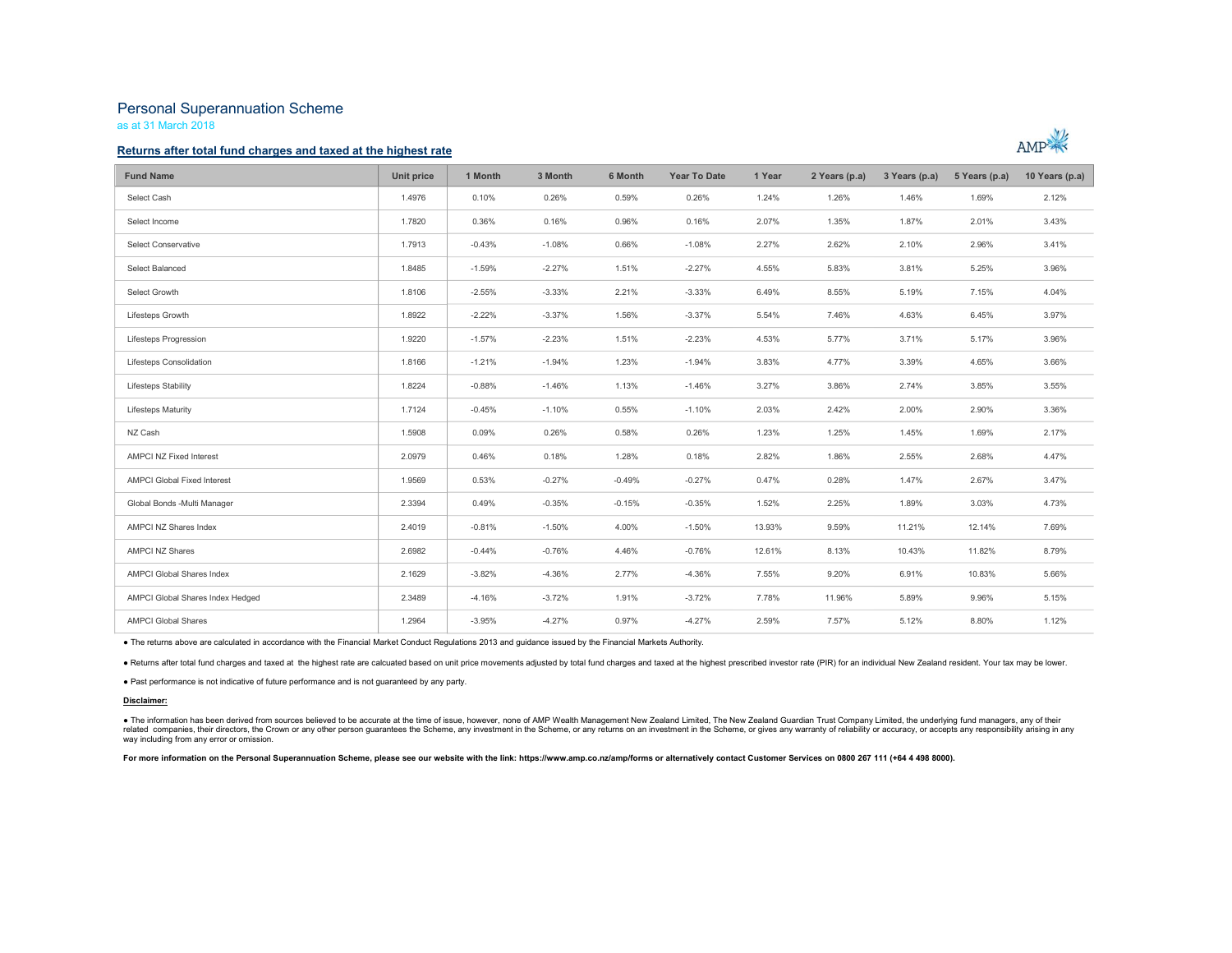# Personal Superannuation Scheme

as at 31 March 2018

## Returns after total fund charges and taxed at the highest rate

| Fund Name | Unit price | 1 Month | 3 Month | 6 Month | Year To Date | 1 Year | 2 Years (p.a) | 3 Years (p.a) | 5 Years (p.a) | 10 Years (p.a) |
|---|---|---|---|---|---|---|---|---|---|---|
| Select Cash | 1.4976 | 0.10% | 0.26% | 0.59% | 0.26% | 1.24% | 1.26% | 1.46% | 1.69% | 2.12% |
| Select Income | 1.7820 | 0.36% | 0.16% | 0.96% | 0.16% | 2.07% | 1.35% | 1.87% | 2.01% | 3.43% |
| Select Conservative | 1.7913 | -0.43% | -1.08% | 0.66% | -1.08% | 2.27% | 2.62% | 2.10% | 2.96% | 3.41% |
| Select Balanced | 1.8485 | -1.59% | -2.27% | 1.51% | -2.27% | 4.55% | 5.83% | 3.81% | 5.25% | 3.96% |
| Select Growth | 1.8106 | -2.55% | -3.33% | 2.21% | -3.33% | 6.49% | 8.55% | 5.19% | 7.15% | 4.04% |
| Lifesteps Growth | 1.8922 | -2.22% | -3.37% | 1.56% | -3.37% | 5.54% | 7.46% | 4.63% | 6.45% | 3.97% |
| Lifesteps Progression | 1.9220 | -1.57% | -2.23% | 1.51% | -2.23% | 4.53% | 5.77% | 3.71% | 5.17% | 3.96% |
| Lifesteps Consolidation | 1.8166 | -1.21% | -1.94% | 1.23% | -1.94% | 3.83% | 4.77% | 3.39% | 4.65% | 3.66% |
| Lifesteps Stability | 1.8224 | -0.88% | -1.46% | 1.13% | -1.46% | 3.27% | 3.86% | 2.74% | 3.85% | 3.55% |
| Lifesteps Maturity | 1.7124 | -0.45% | -1.10% | 0.55% | -1.10% | 2.03% | 2.42% | 2.00% | 2.90% | 3.36% |
| NZ Cash | 1.5908 | 0.09% | 0.26% | 0.58% | 0.26% | 1.23% | 1.25% | 1.45% | 1.69% | 2.17% |
| AMPCI NZ Fixed Interest | 2.0979 | 0.46% | 0.18% | 1.28% | 0.18% | 2.82% | 1.86% | 2.55% | 2.68% | 4.47% |
| AMPCI Global Fixed Interest | 1.9569 | 0.53% | -0.27% | -0.49% | -0.27% | 0.47% | 0.28% | 1.47% | 2.67% | 3.47% |
| Global Bonds -Multi Manager | 2.3394 | 0.49% | -0.35% | -0.15% | -0.35% | 1.52% | 2.25% | 1.89% | 3.03% | 4.73% |
| AMPCI NZ Shares Index | 2.4019 | -0.81% | -1.50% | 4.00% | -1.50% | 13.93% | 9.59% | 11.21% | 12.14% | 7.69% |
| AMPCI NZ Shares | 2.6982 | -0.44% | -0.76% | 4.46% | -0.76% | 12.61% | 8.13% | 10.43% | 11.82% | 8.79% |
| AMPCI Global Shares Index | 2.1629 | -3.82% | -4.36% | 2.77% | -4.36% | 7.55% | 9.20% | 6.91% | 10.83% | 5.66% |
| AMPCI Global Shares Index Hedged | 2.3489 | -4.16% | -3.72% | 1.91% | -3.72% | 7.78% | 11.96% | 5.89% | 9.96% | 5.15% |
| AMPCI Global Shares | 1.2964 | -3.95% | -4.27% | 0.97% | -4.27% | 2.59% | 7.57% | 5.12% | 8.80% | 1.12% |

- The returns above are calculated in accordance with the Financial Market Conduct Regulations 2013 and guidance issued by the Financial Markets Authority.
- Returns after total fund charges and taxed at the highest rate are calcuated based on unit price movements adjusted by total fund charges and taxed at the highest prescribed investor rate (PIR) for an individual New Zealand resident. Your tax may be lower.
- Past performance is not indicative of future performance and is not guaranteed by any party.

**Disclaimer:**

- The information has been derived from sources believed to be accurate at the time of issue, however, none of AMP Wealth Management New Zealand Limited, The New Zealand Guardian Trust Company Limited, the underlying fund managers, any of their related companies, their directors, the Crown or any other person guarantees the Scheme, any investment in the Scheme, or any returns on an investment in the Scheme, or gives any warranty of reliability or accuracy, or accepts any responsibility arising in any way including from any error or omission.

**For more information on the Personal Superannuation Scheme, please see our website with the link: https://www.amp.co.nz/amp/forms or alternatively contact Customer Services on 0800 267 111 (+64 4 498 8000).**